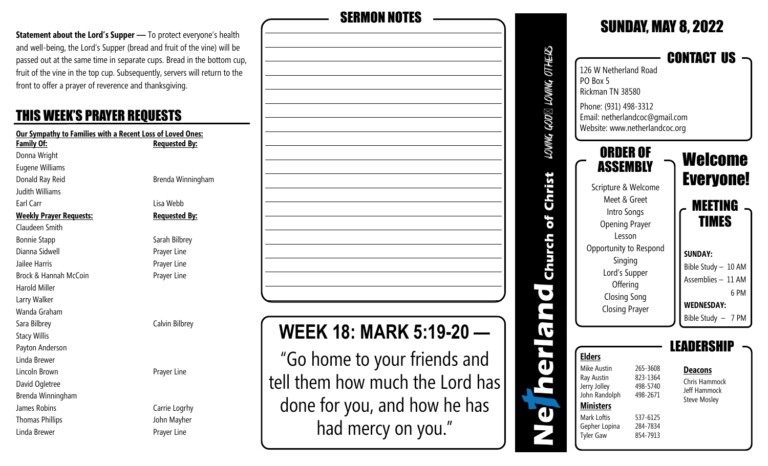**Statement about the Lord's Supper —** To protect everyone's health and well-being, the Lord's Supper (bread and fruit of the vine) will be passed out at the same time in separate cups. Bread in the bottom cup, fruit of the vine in the top cup. Subsequently, servers will return to the front to offer a prayer of reverence and thanksgiving.

## THIS WEEK'S PRAYER REQUESTS

**Our Sympathy to Families with a Recent Loss of Loved Ones:**

| Family Of: | Requested By: |
|---|---|
| Donna Wright | |
| Eugene Williams | |
| Donald Ray Reid | Brenda Winningham |
| Judith Williams | |
| Earl Carr | Lisa Webb |

| Weekly Prayer Requests: | Requested By: |
|---|---|
| Claudeen Smith | |
| Bonnie Stapp | Sarah Bilbrey |
| Dianna Sidwell | Prayer Line |
| Jailee Harris | Prayer Line |
| Brock & Hannah McCoin | Prayer Line |
| Harold Miller | |
| Larry Walker | |
| Wanda Graham | |
| Sara Bilbrey | Calvin Bilbrey |
| Stacy Willis | |
| Payton Anderson | |
| Linda Brewer | |
| Lincoln Brown | Prayer Line |
| David Ogletree | |
| Brenda Winningham | |
| James Robins | Carrie Logrhy |
| Thomas Phillips | John Mayher |
| Linda Brewer | Prayer Line |

## SERMON NOTES

## WEEK 18: MARK 5:19-20 —

"Go home to your friends and tell them how much the Lord has done for you, and how he has had mercy on you."

# Netherland Church of Christ

LOVING GOD LOVING OTHERS

## SUNDAY, MAY 8, 2022

## CONTACT US

126 W Netherland Road
PO Box 5
Rickman TN 38580

Phone: (931) 498-3312
Email: netherlandcoc@gmail.com
Website: www.netherlandcoc.org

## ORDER OF ASSEMBLY

Scripture & Welcome
Meet & Greet
Intro Songs
Opening Prayer
Lesson
Opportunity to Respond
Singing
Lord's Supper
Offering
Closing Song
Closing Prayer

## Welcome Everyone!

## MEETING TIMES

**SUNDAY:**
Bible Study – 10 AM
Assemblies – 11 AM
6 PM

**WEDNESDAY:**
Bible Study – 7 PM

## LEADERSHIP

**Elders**

| | |
|---|---|
| Mike Austin | 265-3608 |
| Ray Austin | 823-1364 |
| Jerry Jolley | 498-5740 |
| John Randolph | 498-2671 |

**Ministers**

| | |
|---|---|
| Mark Loftis | 537-6125 |
| Gepher Lopina | 284-7834 |
| Tyler Gaw | 854-7913 |

**Deacons**

Chris Hammock
Jeff Hammock
Steve Mosley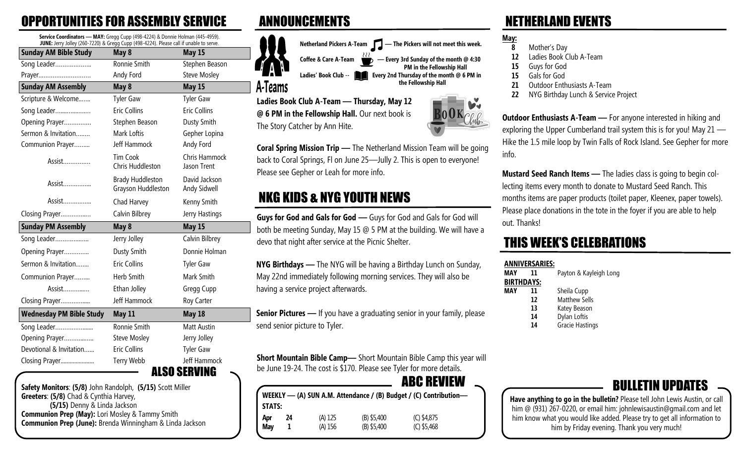# OPPORTUNITIES FOR ASSEMBLY SERVICE

**Service Coordinators — MAY:** Gregg Cupp (498-4224) & Donnie Holman (445-4959). **JUNE:** Jerry Jolley (260-7220) & Gregg Cupp (498-4224). Please call if unable to serve.

| Sunday AM Bible Study | May 8 | May 15 |
|---|---|---|
| Song Leader | Ronnie Smith | Stephen Beason |
| Prayer | Andy Ford | Steve Mosley |
| **Sunday AM Assembly** | **May 8** | **May 15** |
| Scripture & Welcome | Tyler Gaw | Tyler Gaw |
| Song Leader | Eric Collins | Eric Collins |
| Opening Prayer | Stephen Beason | Dusty Smith |
| Sermon & Invitation | Mark Loftis | Gepher Lopina |
| Communion Prayer | Jeff Hammock | Andy Ford |
| Assist | Tim Cook<br>Chris Huddleston | Chris Hammock<br>Jason Trent |
| Assist | Brady Huddleston<br>Grayson Huddleston | David Jackson<br>Andy Sidwell |
| Assist | Chad Harvey | Kenny Smith |
| Closing Prayer | Calvin Bilbrey | Jerry Hastings |
| **Sunday PM Assembly** | **May 8** | **May 15** |
| Song Leader | Jerry Jolley | Calvin Bilbrey |
| Opening Prayer | Dusty Smith | Donnie Holman |
| Sermon & Invitation | Eric Collins | Tyler Gaw |
| Communion Prayer | Herb Smith | Mark Smith |
| Assist | Ethan Jolley | Gregg Cupp |
| Closing Prayer | Jeff Hammock | Roy Carter |
| **Wednesday PM Bible Study** | **May 11** | **May 18** |
| Song Leader | Ronnie Smith | Matt Austin |
| Opening Prayer | Steve Mosley | Jerry Jolley |
| Devotional & Invitation | Eric Collins | Tyler Gaw |
| Closing Prayer | Terry Webb | Jeff Hammock |

## ALSO SERVING

**Safety Monitors**: **(5/8)** John Randolph, **(5/15)** Scott Miller
**Greeters**: **(5/8)** Chad & Cynthia Harvey,
**(5/15)** Denny & Linda Jackson
**Communion Prep (May):** Lori Mosley & Tammy Smith
**Communion Prep (June):** Brenda Winningham & Linda Jackson

# ANNOUNCEMENTS

A-Teams

**Netherland Pickers A-Team** — **The Pickers will not meet this week.**
**Coffee & Care A-Team** — **Every 3rd Sunday of the month @ 4:30 PM in the Fellowship Hall**
**Ladies' Book Club** -- **Every 2nd Thursday of the month @ 6 PM in the Fellowship Hall**

**Ladies Book Club A-Team — Thursday, May 12 @ 6 PM in the Fellowship Hall.** Our next book is The Story Catcher by Ann Hite.

**Coral Spring Mission Trip —** The Netherland Mission Team will be going back to Coral Springs, Fl on June 25—Jully 2. This is open to everyone! Please see Gepher or Leah for more info.

# NKG KIDS & NYG YOUTH NEWS

**Guys for God and Gals for God —** Guys for God and Gals for God will both be meeting Sunday, May 15 @ 5 PM at the building. We will have a devo that night after service at the Picnic Shelter.

**NYG Birthdays —** The NYG will be having a Birthday Lunch on Sunday, May 22nd immediately following morning services. They will also be having a service project afterwards.

**Senior Pictures —** If you have a graduating senior in your family, please send senior picture to Tyler.

**Short Mountain Bible Camp—** Short Mountain Bible Camp this year will be June 19-24. The cost is $170. Please see Tyler for more details.

## ABC REVIEW

**WEEKLY — (A) SUN A.M. Attendance / (B) Budget / (C) Contribution—**
**STATS:**

| | | | | |
|---|---|---|---|---|
| **Apr** | **24** | (A) 125 | (B) $5,400 | (C) $4,875 |
| **May** | **1** | (A) 156 | (B) $5,400 | (C) $5,468 |

# NETHERLAND EVENTS

**May:**
- **8** Mother's Day
- **12** Ladies Book Club A-Team
- **15** Guys for God
- **15** Gals for God
- **21** Outdoor Enthusiasts A-Team
- **22** NYG Birthday Lunch & Service Project

**Outdoor Enthusiasts A-Team —** For anyone interested in hiking and exploring the Upper Cumberland trail system this is for you! May 21 — Hike the 1.5 mile loop by Twin Falls of Rock Island. See Gepher for more info.

**Mustard Seed Ranch Items —** The ladies class is going to begin collecting items every month to donate to Mustard Seed Ranch. This months items are paper products (toilet paper, Kleenex, paper towels). Please place donations in the tote in the foyer if you are able to help out. Thanks!

# THIS WEEK'S CELEBRATIONS

**ANNIVERSARIES:**

**MAY 11** Payton & Kayleigh Long

**BIRTHDAYS:**

| | | |
|---|---|---|
| **MAY** | **11** | Sheila Cupp |
| | **12** | Matthew Sells |
| | **13** | Katey Beason |
| | **14** | Dylan Loftis |
| | **14** | Gracie Hastings |

## BULLETIN UPDATES

**Have anything to go in the bulletin?** Please tell John Lewis Austin, or call him @ (931) 267-0220, or email him: johnlewisaustin@gmail.com and let him know what you would like added. Please try to get all information to him by Friday evening. Thank you very much!